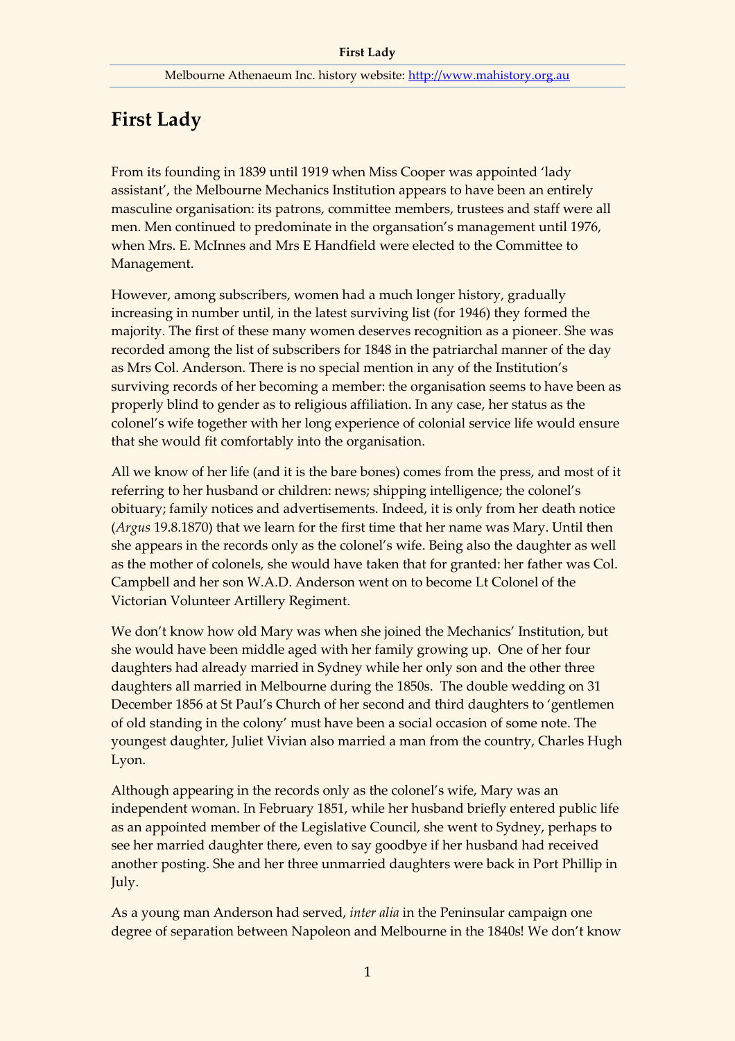# First Lady

From its founding in 1839 until 1919 when Miss Cooper was appointed 'lady assistant', the Melbourne Mechanics Institution appears to have been an entirely masculine organisation: its patrons, committee members, trustees and staff were all men. Men continued to predominate in the organsation's management until 1976, when Mrs. E. McInnes and Mrs E Handfield were elected to the Committee to Management.

However, among subscribers, women had a much longer history, gradually increasing in number until, in the latest surviving list (for 1946) they formed the majority. The first of these many women deserves recognition as a pioneer. She was recorded among the list of subscribers for 1848 in the patriarchal manner of the day as Mrs Col. Anderson. There is no special mention in any of the Institution's surviving records of her becoming a member: the organisation seems to have been as properly blind to gender as to religious affiliation. In any case, her status as the colonel's wife together with her long experience of colonial service life would ensure that she would fit comfortably into the organisation.

All we know of her life (and it is the bare bones) comes from the press, and most of it referring to her husband or children: news; shipping intelligence; the colonel's obituary; family notices and advertisements. Indeed, it is only from her death notice (*Argus* 19.8.1870) that we learn for the first time that her name was Mary. Until then she appears in the records only as the colonel's wife. Being also the daughter as well as the mother of colonels, she would have taken that for granted: her father was Col. Campbell and her son W.A.D. Anderson went on to become Lt Colonel of the Victorian Volunteer Artillery Regiment.

We don't know how old Mary was when she joined the Mechanics' Institution, but she would have been middle aged with her family growing up. One of her four daughters had already married in Sydney while her only son and the other three daughters all married in Melbourne during the 1850s. The double wedding on 31 December 1856 at St Paul's Church of her second and third daughters to 'gentlemen of old standing in the colony' must have been a social occasion of some note. The youngest daughter, Juliet Vivian also married a man from the country, Charles Hugh Lyon.

Although appearing in the records only as the colonel's wife, Mary was an independent woman. In February 1851, while her husband briefly entered public life as an appointed member of the Legislative Council, she went to Sydney, perhaps to see her married daughter there, even to say goodbye if her husband had received another posting. She and her three unmarried daughters were back in Port Phillip in July.

As a young man Anderson had served, *inter alia* in the Peninsular campaign one degree of separation between Napoleon and Melbourne in the 1840s! We don't know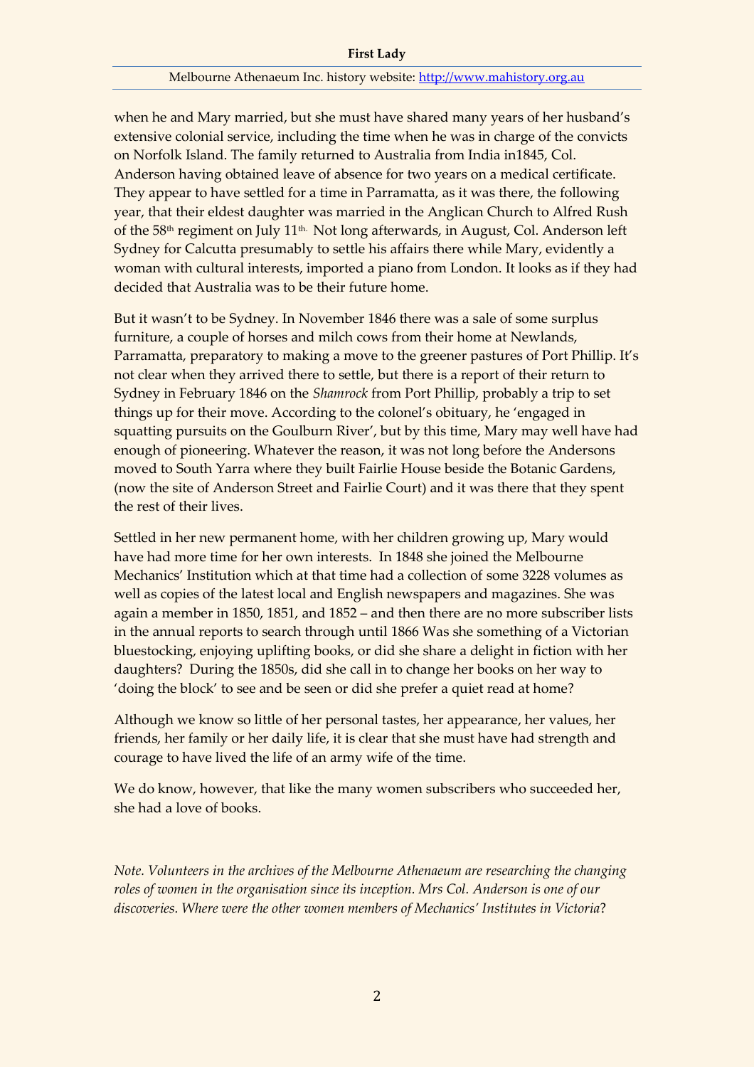when he and Mary married, but she must have shared many years of her husband's extensive colonial service, including the time when he was in charge of the convicts on Norfolk Island. The family returned to Australia from India in1845, Col. Anderson having obtained leave of absence for two years on a medical certificate. They appear to have settled for a time in Parramatta, as it was there, the following year, that their eldest daughter was married in the Anglican Church to Alfred Rush of the 58th regiment on July 11th. Not long afterwards, in August, Col. Anderson left Sydney for Calcutta presumably to settle his affairs there while Mary, evidently a woman with cultural interests, imported a piano from London. It looks as if they had decided that Australia was to be their future home.

But it wasn't to be Sydney. In November 1846 there was a sale of some surplus furniture, a couple of horses and milch cows from their home at Newlands, Parramatta, preparatory to making a move to the greener pastures of Port Phillip. It's not clear when they arrived there to settle, but there is a report of their return to Sydney in February 1846 on the *Shamrock* from Port Phillip, probably a trip to set things up for their move. According to the colonel's obituary, he 'engaged in squatting pursuits on the Goulburn River', but by this time, Mary may well have had enough of pioneering. Whatever the reason, it was not long before the Andersons moved to South Yarra where they built Fairlie House beside the Botanic Gardens, (now the site of Anderson Street and Fairlie Court) and it was there that they spent the rest of their lives.

Settled in her new permanent home, with her children growing up, Mary would have had more time for her own interests. In 1848 she joined the Melbourne Mechanics' Institution which at that time had a collection of some 3228 volumes as well as copies of the latest local and English newspapers and magazines. She was again a member in 1850, 1851, and 1852 – and then there are no more subscriber lists in the annual reports to search through until 1866 Was she something of a Victorian bluestocking, enjoying uplifting books, or did she share a delight in fiction with her daughters? During the 1850s, did she call in to change her books on her way to 'doing the block' to see and be seen or did she prefer a quiet read at home?

Although we know so little of her personal tastes, her appearance, her values, her friends, her family or her daily life, it is clear that she must have had strength and courage to have lived the life of an army wife of the time.

We do know, however, that like the many women subscribers who succeeded her, she had a love of books.

*Note. Volunteers in the archives of the Melbourne Athenaeum are researching the changing roles of women in the organisation since its inception. Mrs Col. Anderson is one of our discoveries. Where were the other women members of Mechanics' Institutes in Victoria*?